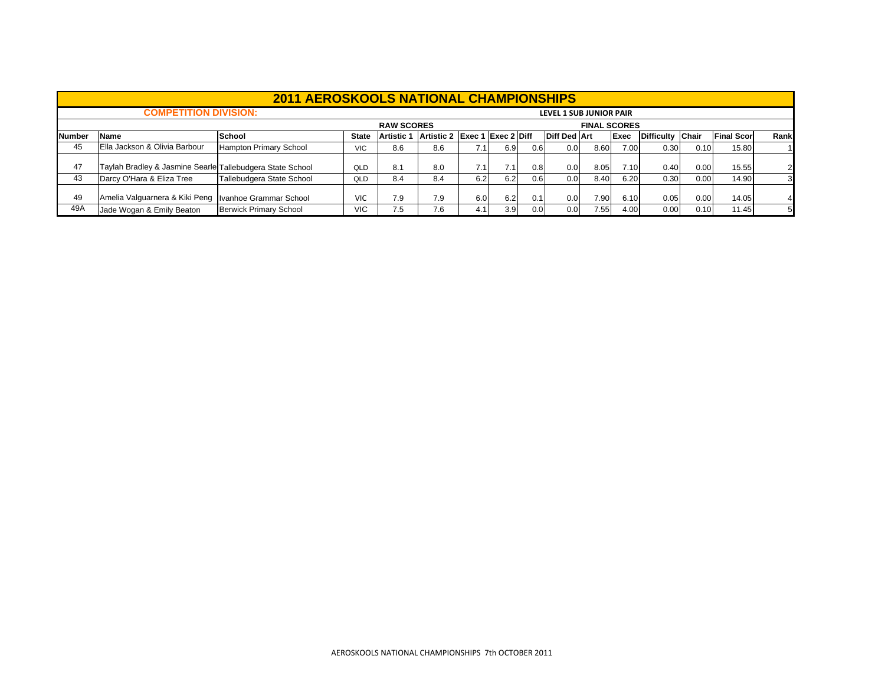# 2011 AEROSKOOLS NATIONAL CHAMPIONSHIPS

**COMPETITION DIVISION:** LEVEL 1 SUB JUNIOR PAIR

| | | | | RAW SCORES | | | | | | FINAL SCORES | | | | | |
|---|---|---|---|---|---|---|---|---|---|---|---|---|---|---|---|
| **Number** | **Name** | **School** | **State** | **Artistic 1** | **Artistic 2** | **Exec 1** | **Exec 2** | **Diff** | **Diff Ded** | **Art** | **Exec** | **Difficulty** | **Chair** | **Final Scor** | **Rank** |
| 45 | Ella Jackson & Olivia Barbour | Hampton Primary School | VIC | 8.6 | 8.6 | 7.1 | 6.9 | 0.6 | 0.0 | 8.60 | 7.00 | 0.30 | 0.10 | 15.80 | 1 |
| 47 | Taylah Bradley & Jasmine Searle | Tallebudgera State School | QLD | 8.1 | 8.0 | 7.1 | 7.1 | 0.8 | 0.0 | 8.05 | 7.10 | 0.40 | 0.00 | 15.55 | 2 |
| 43 | Darcy O'Hara & Eliza Tree | Tallebudgera State School | QLD | 8.4 | 8.4 | 6.2 | 6.2 | 0.6 | 0.0 | 8.40 | 6.20 | 0.30 | 0.00 | 14.90 | 3 |
| 49 | Amelia Valguarnera & Kiki Peng | Ivanhoe Grammar School | VIC | 7.9 | 7.9 | 6.0 | 6.2 | 0.1 | 0.0 | 7.90 | 6.10 | 0.05 | 0.00 | 14.05 | 4 |
| 49A | Jade Wogan & Emily Beaton | Berwick Primary School | VIC | 7.5 | 7.6 | 4.1 | 3.9 | 0.0 | 0.0 | 7.55 | 4.00 | 0.00 | 0.10 | 11.45 | 5 |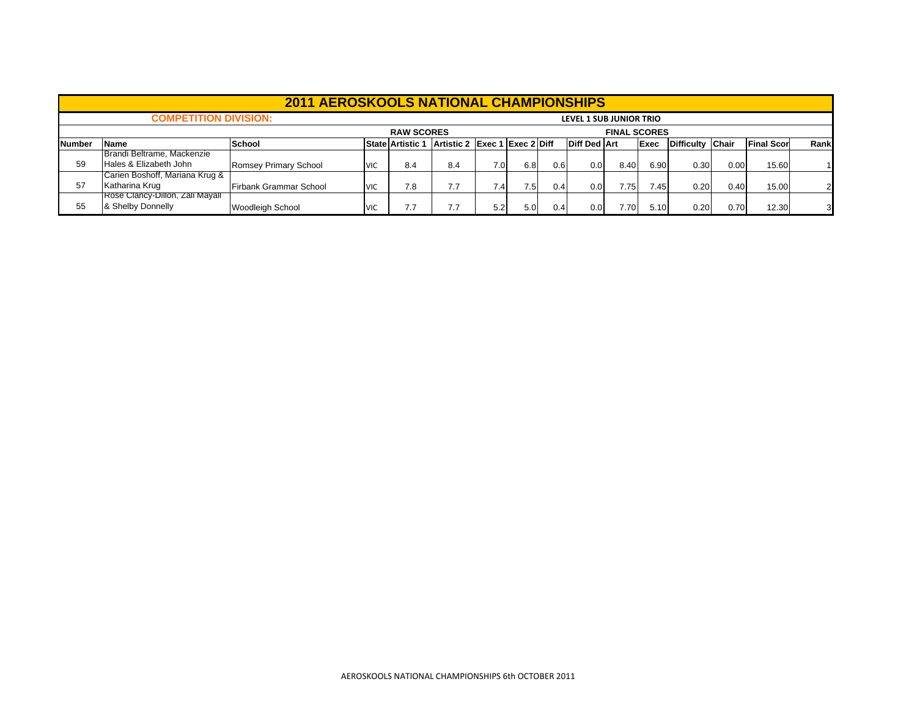# 2011 AEROSKOOLS NATIONAL CHAMPIONSHIPS

**COMPETITION DIVISION:** LEVEL 1 SUB JUNIOR TRIO

| | | | | RAW SCORES | | | | | | FINAL SCORES | | | | | |
|---|---|---|---|---|---|---|---|---|---|---|---|---|---|---|---|
| **Number** | **Name** | **School** | **State** | **Artistic 1** | **Artistic 2** | **Exec 1** | **Exec 2** | **Diff** | **Diff Ded** | **Art** | **Exec** | **Difficulty** | **Chair** | **Final Scor** | **Rank** |
| 59 | Brandi Beltrame, Mackenzie Hales & Elizabeth John | Romsey Primary School | VIC | 8.4 | 8.4 | 7.0 | 6.8 | 0.6 | 0.0 | 8.40 | 6.90 | 0.30 | 0.00 | 15.60 | 1 |
| 57 | Carien Boshoff, Mariana Krug & Katharina Krug | Firbank Grammar School | VIC | 7.8 | 7.7 | 7.4 | 7.5 | 0.4 | 0.0 | 7.75 | 7.45 | 0.20 | 0.40 | 15.00 | 2 |
| 55 | Rose Clancy-Dillon, Zali Mayall & Shelby Donnelly | Woodleigh School | VIC | 7.7 | 7.7 | 5.2 | 5.0 | 0.4 | 0.0 | 7.70 | 5.10 | 0.20 | 0.70 | 12.30 | 3 |

AEROSKOOLS NATIONAL CHAMPIONSHIPS 6th OCTOBER 2011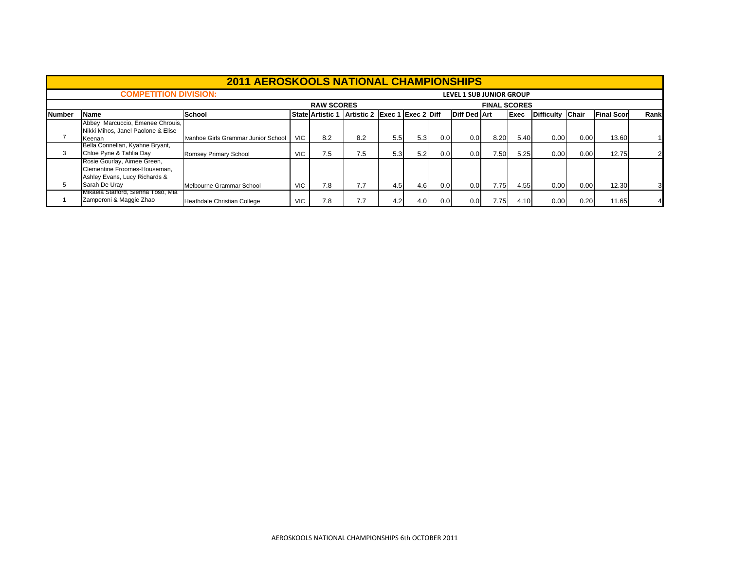# 2011 AEROSKOOLS NATIONAL CHAMPIONSHIPS

**COMPETITION DIVISION:** **LEVEL 1 SUB JUNIOR GROUP**

| Number | Name | School | State | RAW SCORES Artistic 1 | Artistic 2 | Exec 1 | Exec 2 | Diff | Diff Ded | FINAL SCORES Art | Exec | Difficulty | Chair | Final Scor | Rank |
|---|---|---|---|---|---|---|---|---|---|---|---|---|---|---|---|
| 7 | Abbey Marcuccio, Emenee Chrouis, Nikki Mihos, Janel Paolone & Elise Keenan | Ivanhoe Girls Grammar Junior School | VIC | 8.2 | 8.2 | 5.5 | 5.3 | 0.0 | 0.0 | 8.20 | 5.40 | 0.00 | 0.00 | 13.60 | 1 |
| 3 | Bella Connellan, Kyahne Bryant, Chloe Pyne & Tahlia Day | Romsey Primary School | VIC | 7.5 | 7.5 | 5.3 | 5.2 | 0.0 | 0.0 | 7.50 | 5.25 | 0.00 | 0.00 | 12.75 | 2 |
| 5 | Rosie Gourlay, Aimee Green, Clementine Froomes-Houseman, Ashley Evans, Lucy Richards & Sarah De Uray | Melbourne Grammar School | VIC | 7.8 | 7.7 | 4.5 | 4.6 | 0.0 | 0.0 | 7.75 | 4.55 | 0.00 | 0.00 | 12.30 | 3 |
| 1 | Mikaela Stafford, Sienna Toso, Mia Zamperoni & Maggie Zhao | Heathdale Christian College | VIC | 7.8 | 7.7 | 4.2 | 4.0 | 0.0 | 0.0 | 7.75 | 4.10 | 0.00 | 0.20 | 11.65 | 4 |

AEROSKOOLS NATIONAL CHAMPIONSHIPS 6th OCTOBER 2011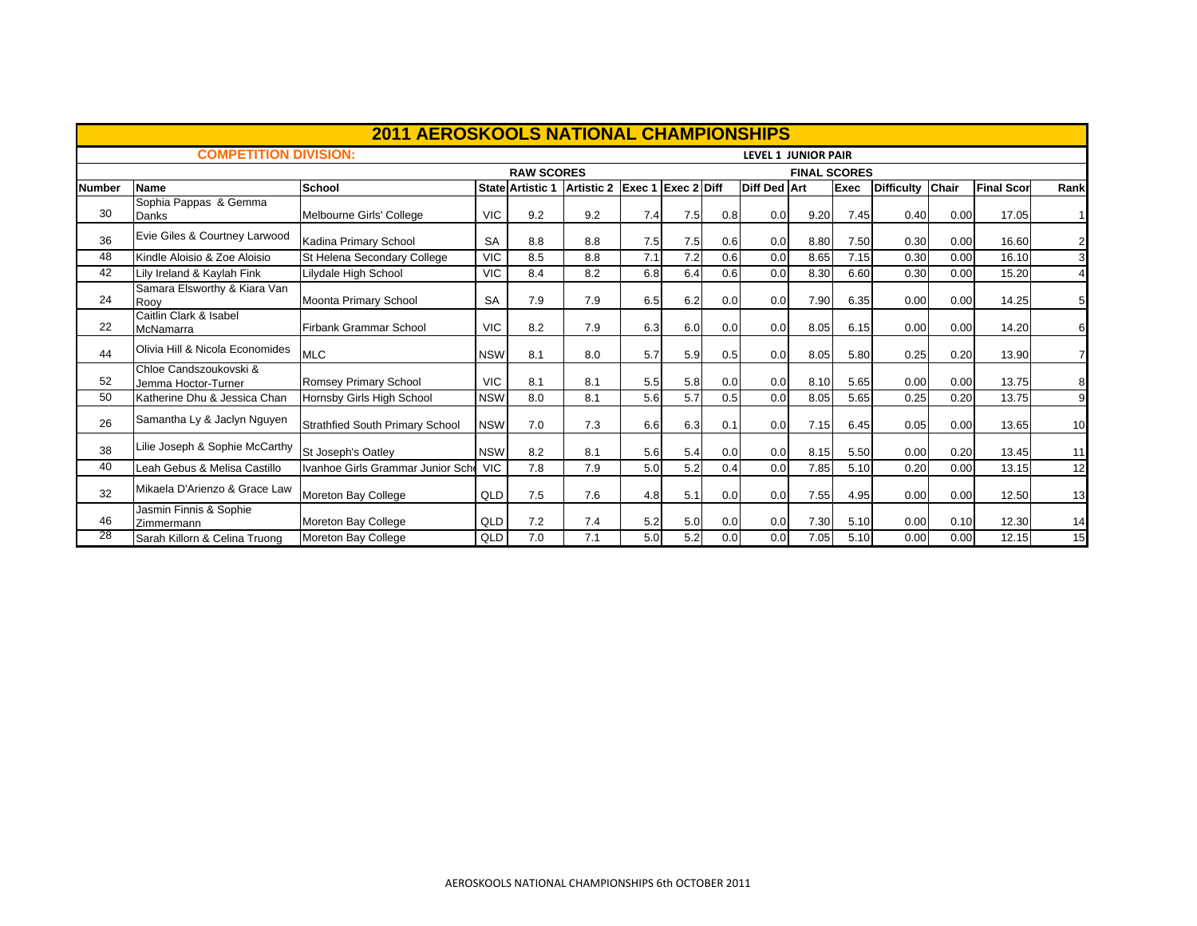# 2011 AEROSKOOLS NATIONAL CHAMPIONSHIPS

**COMPETITION DIVISION:** LEVEL 1 JUNIOR PAIR

| | | | | RAW SCORES | | | | | | FINAL SCORES | | | | | |
|---|---|---|---|---|---|---|---|---|---|---|---|---|---|---|---|
| **Number** | **Name** | **School** | **State** | **Artistic 1** | **Artistic 2** | **Exec 1** | **Exec 2** | **Diff** | **Diff Ded** | **Art** | **Exec** | **Difficulty** | **Chair** | **Final Scor** | **Rank** |
| 30 | Sophia Pappas & Gemma Danks | Melbourne Girls' College | VIC | 9.2 | 9.2 | 7.4 | 7.5 | 0.8 | 0.0 | 9.20 | 7.45 | 0.40 | 0.00 | 17.05 | 1 |
| 36 | Evie Giles & Courtney Larwood | Kadina Primary School | SA | 8.8 | 8.8 | 7.5 | 7.5 | 0.6 | 0.0 | 8.80 | 7.50 | 0.30 | 0.00 | 16.60 | 2 |
| 48 | Kindle Aloisio & Zoe Aloisio | St Helena Secondary College | VIC | 8.5 | 8.8 | 7.1 | 7.2 | 0.6 | 0.0 | 8.65 | 7.15 | 0.30 | 0.00 | 16.10 | 3 |
| 42 | Lily Ireland & Kaylah Fink | Lilydale High School | VIC | 8.4 | 8.2 | 6.8 | 6.4 | 0.6 | 0.0 | 8.30 | 6.60 | 0.30 | 0.00 | 15.20 | 4 |
| 24 | Samara Elsworthy & Kiara Van Rooy | Moonta Primary School | SA | 7.9 | 7.9 | 6.5 | 6.2 | 0.0 | 0.0 | 7.90 | 6.35 | 0.00 | 0.00 | 14.25 | 5 |
| 22 | Caitlin Clark & Isabel McNamarra | Firbank Grammar School | VIC | 8.2 | 7.9 | 6.3 | 6.0 | 0.0 | 0.0 | 8.05 | 6.15 | 0.00 | 0.00 | 14.20 | 6 |
| 44 | Olivia Hill & Nicola Economides | MLC | NSW | 8.1 | 8.0 | 5.7 | 5.9 | 0.5 | 0.0 | 8.05 | 5.80 | 0.25 | 0.20 | 13.90 | 7 |
| 52 | Chloe Candszoukovski & Jemma Hoctor-Turner | Romsey Primary School | VIC | 8.1 | 8.1 | 5.5 | 5.8 | 0.0 | 0.0 | 8.10 | 5.65 | 0.00 | 0.00 | 13.75 | 8 |
| 50 | Katherine Dhu & Jessica Chan | Hornsby Girls High School | NSW | 8.0 | 8.1 | 5.6 | 5.7 | 0.5 | 0.0 | 8.05 | 5.65 | 0.25 | 0.20 | 13.75 | 9 |
| 26 | Samantha Ly & Jaclyn Nguyen | Strathfied South Primary School | NSW | 7.0 | 7.3 | 6.6 | 6.3 | 0.1 | 0.0 | 7.15 | 6.45 | 0.05 | 0.00 | 13.65 | 10 |
| 38 | Lilie Joseph & Sophie McCarthy | St Joseph's Oatley | NSW | 8.2 | 8.1 | 5.6 | 5.4 | 0.0 | 0.0 | 8.15 | 5.50 | 0.00 | 0.20 | 13.45 | 11 |
| 40 | Leah Gebus & Melisa Castillo | Ivanhoe Girls Grammar Junior Sch | VIC | 7.8 | 7.9 | 5.0 | 5.2 | 0.4 | 0.0 | 7.85 | 5.10 | 0.20 | 0.00 | 13.15 | 12 |
| 32 | Mikaela D'Arienzo & Grace Law | Moreton Bay College | QLD | 7.5 | 7.6 | 4.8 | 5.1 | 0.0 | 0.0 | 7.55 | 4.95 | 0.00 | 0.00 | 12.50 | 13 |
| 46 | Jasmin Finnis & Sophie Zimmermann | Moreton Bay College | QLD | 7.2 | 7.4 | 5.2 | 5.0 | 0.0 | 0.0 | 7.30 | 5.10 | 0.00 | 0.10 | 12.30 | 14 |
| 28 | Sarah Killorn & Celina Truong | Moreton Bay College | QLD | 7.0 | 7.1 | 5.0 | 5.2 | 0.0 | 0.0 | 7.05 | 5.10 | 0.00 | 0.00 | 12.15 | 15 |

AEROSKOOLS NATIONAL CHAMPIONSHIPS 6th OCTOBER 2011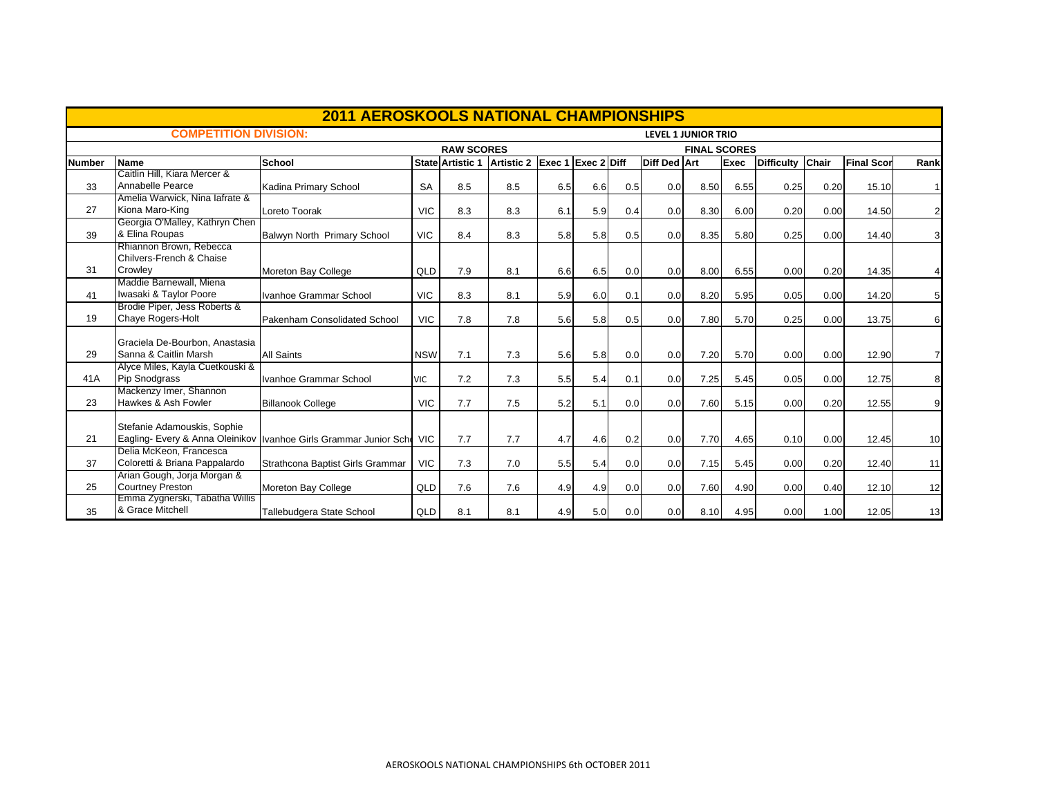# 2011 AEROSKOOLS NATIONAL CHAMPIONSHIPS

**COMPETITION DIVISION:** LEVEL 1 JUNIOR TRIO

| | | | | RAW SCORES | | | | | | FINAL SCORES | | | | | |
|---|---|---|---|---|---|---|---|---|---|---|---|---|---|---|---|
| Number | Name | School | State | Artistic 1 | Artistic 2 | Exec 1 | Exec 2 | Diff | Diff Ded | Art | Exec | Difficulty | Chair | Final Scor | Rank |
| 33 | Caitlin Hill, Kiara Mercer & Annabelle Pearce | Kadina Primary School | SA | 8.5 | 8.5 | 6.5 | 6.6 | 0.5 | 0.0 | 8.50 | 6.55 | 0.25 | 0.20 | 15.10 | 1 |
| 27 | Amelia Warwick, Nina Iafrate & Kiona Maro-King | Loreto Toorak | VIC | 8.3 | 8.3 | 6.1 | 5.9 | 0.4 | 0.0 | 8.30 | 6.00 | 0.20 | 0.00 | 14.50 | 2 |
| 39 | Georgia O'Malley, Kathryn Chen & Elina Roupas | Balwyn North Primary School | VIC | 8.4 | 8.3 | 5.8 | 5.8 | 0.5 | 0.0 | 8.35 | 5.80 | 0.25 | 0.00 | 14.40 | 3 |
| 31 | Rhiannon Brown, Rebecca Chilvers-French & Chaise Crowley | Moreton Bay College | QLD | 7.9 | 8.1 | 6.6 | 6.5 | 0.0 | 0.0 | 8.00 | 6.55 | 0.00 | 0.20 | 14.35 | 4 |
| 41 | Maddie Barnewall, Miena Iwasaki & Taylor Poore | Ivanhoe Grammar School | VIC | 8.3 | 8.1 | 5.9 | 6.0 | 0.1 | 0.0 | 8.20 | 5.95 | 0.05 | 0.00 | 14.20 | 5 |
| 19 | Brodie Piper, Jess Roberts & Chaye Rogers-Holt | Pakenham Consolidated School | VIC | 7.8 | 7.8 | 5.6 | 5.8 | 0.5 | 0.0 | 7.80 | 5.70 | 0.25 | 0.00 | 13.75 | 6 |
| 29 | Graciela De-Bourbon, Anastasia Sanna & Caitlin Marsh | All Saints | NSW | 7.1 | 7.3 | 5.6 | 5.8 | 0.0 | 0.0 | 7.20 | 5.70 | 0.00 | 0.00 | 12.90 | 7 |
| 41A | Alyce Miles, Kayla Cuetkouski & Pip Snodgrass | Ivanhoe Grammar School | VIC | 7.2 | 7.3 | 5.5 | 5.4 | 0.1 | 0.0 | 7.25 | 5.45 | 0.05 | 0.00 | 12.75 | 8 |
| 23 | Mackenzy Imer, Shannon Hawkes & Ash Fowler | Billanook College | VIC | 7.7 | 7.5 | 5.2 | 5.1 | 0.0 | 0.0 | 7.60 | 5.15 | 0.00 | 0.20 | 12.55 | 9 |
| 21 | Stefanie Adamouskis, Sophie Eagling- Every & Anna Oleinikov | Ivanhoe Girls Grammar Junior Scho | VIC | 7.7 | 7.7 | 4.7 | 4.6 | 0.2 | 0.0 | 7.70 | 4.65 | 0.10 | 0.00 | 12.45 | 10 |
| 37 | Delia McKeon, Francesca Coloretti & Briana Pappalardo | Strathcona Baptist Girls Grammar | VIC | 7.3 | 7.0 | 5.5 | 5.4 | 0.0 | 0.0 | 7.15 | 5.45 | 0.00 | 0.20 | 12.40 | 11 |
| 25 | Arian Gough, Jorja Morgan & Courtney Preston | Moreton Bay College | QLD | 7.6 | 7.6 | 4.9 | 4.9 | 0.0 | 0.0 | 7.60 | 4.90 | 0.00 | 0.40 | 12.10 | 12 |
| 35 | Emma Zygnerski, Tabatha Willis & Grace Mitchell | Tallebudgera State School | QLD | 8.1 | 8.1 | 4.9 | 5.0 | 0.0 | 0.0 | 8.10 | 4.95 | 0.00 | 1.00 | 12.05 | 13 |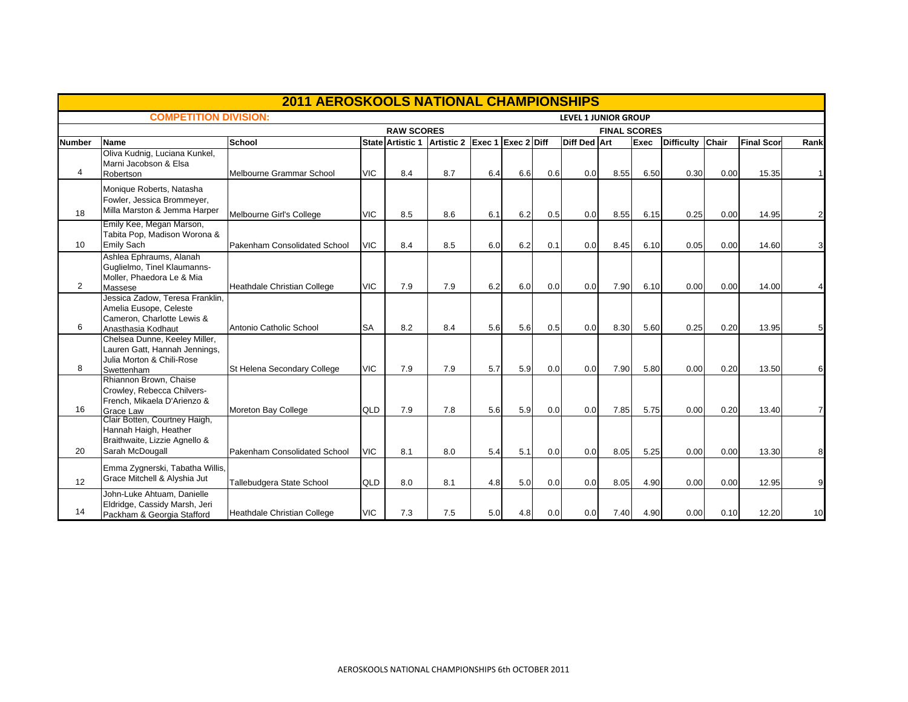# 2011 AEROSKOOLS NATIONAL CHAMPIONSHIPS

**COMPETITION DIVISION:** LEVEL 1 JUNIOR GROUP

| | | | | RAW SCORES | | | | | | FINAL SCORES | | | | | | |
|---|---|---|---|---|---|---|---|---|---|---|---|---|---|---|---|---|
| Number | Name | School | State | Artistic 1 | Artistic 2 | Exec 1 | Exec 2 | Diff | Diff Ded | Art | Exec | Difficulty | Chair | Final Scor | Rank |
| 4 | Oliva Kudnig, Luciana Kunkel, Marni Jacobson & Elsa Robertson | Melbourne Grammar School | VIC | 8.4 | 8.7 | 6.4 | 6.6 | 0.6 | 0.0 | 8.55 | 6.50 | 0.30 | 0.00 | 15.35 | 1 |
| 18 | Monique Roberts, Natasha Fowler, Jessica Brommeyer, Milla Marston & Jemma Harper | Melbourne Girl's College | VIC | 8.5 | 8.6 | 6.1 | 6.2 | 0.5 | 0.0 | 8.55 | 6.15 | 0.25 | 0.00 | 14.95 | 2 |
| 10 | Emily Kee, Megan Marson, Tabita Pop, Madison Worona & Emily Sach | Pakenham Consolidated School | VIC | 8.4 | 8.5 | 6.0 | 6.2 | 0.1 | 0.0 | 8.45 | 6.10 | 0.05 | 0.00 | 14.60 | 3 |
| 2 | Ashlea Ephraums, Alanah Guglielmo, Tinel Klaumanns-Moller, Phaedora Le & Mia Massese | Heathdale Christian College | VIC | 7.9 | 7.9 | 6.2 | 6.0 | 0.0 | 0.0 | 7.90 | 6.10 | 0.00 | 0.00 | 14.00 | 4 |
| 6 | Jessica Zadow, Teresa Franklin, Amelia Eusope, Celeste Cameron, Charlotte Lewis & Anasthasia Kodhaut | Antonio Catholic School | SA | 8.2 | 8.4 | 5.6 | 5.6 | 0.5 | 0.0 | 8.30 | 5.60 | 0.25 | 0.20 | 13.95 | 5 |
| 8 | Chelsea Dunne, Keeley Miller, Lauren Gatt, Hannah Jennings, Julia Morton & Chili-Rose Swettenham | St Helena Secondary College | VIC | 7.9 | 7.9 | 5.7 | 5.9 | 0.0 | 0.0 | 7.90 | 5.80 | 0.00 | 0.20 | 13.50 | 6 |
| 16 | Rhiannon Brown, Chaise Crowley, Rebecca Chilvers-French, Mikaela D'Arienzo & Grace Law | Moreton Bay College | QLD | 7.9 | 7.8 | 5.6 | 5.9 | 0.0 | 0.0 | 7.85 | 5.75 | 0.00 | 0.20 | 13.40 | 7 |
| 20 | Clair Botten, Courtney Haigh, Hannah Haigh, Heather Braithwaite, Lizzie Agnello & Sarah McDougall | Pakenham Consolidated School | VIC | 8.1 | 8.0 | 5.4 | 5.1 | 0.0 | 0.0 | 8.05 | 5.25 | 0.00 | 0.00 | 13.30 | 8 |
| 12 | Emma Zygnerski, Tabatha Willis, Grace Mitchell & Alyshia Jut | Tallebudgera State School | QLD | 8.0 | 8.1 | 4.8 | 5.0 | 0.0 | 0.0 | 8.05 | 4.90 | 0.00 | 0.00 | 12.95 | 9 |
| 14 | John-Luke Ahtuam, Danielle Eldridge, Cassidy Marsh, Jeri Packham & Georgia Stafford | Heathdale Christian College | VIC | 7.3 | 7.5 | 5.0 | 4.8 | 0.0 | 0.0 | 7.40 | 4.90 | 0.00 | 0.10 | 12.20 | 10 |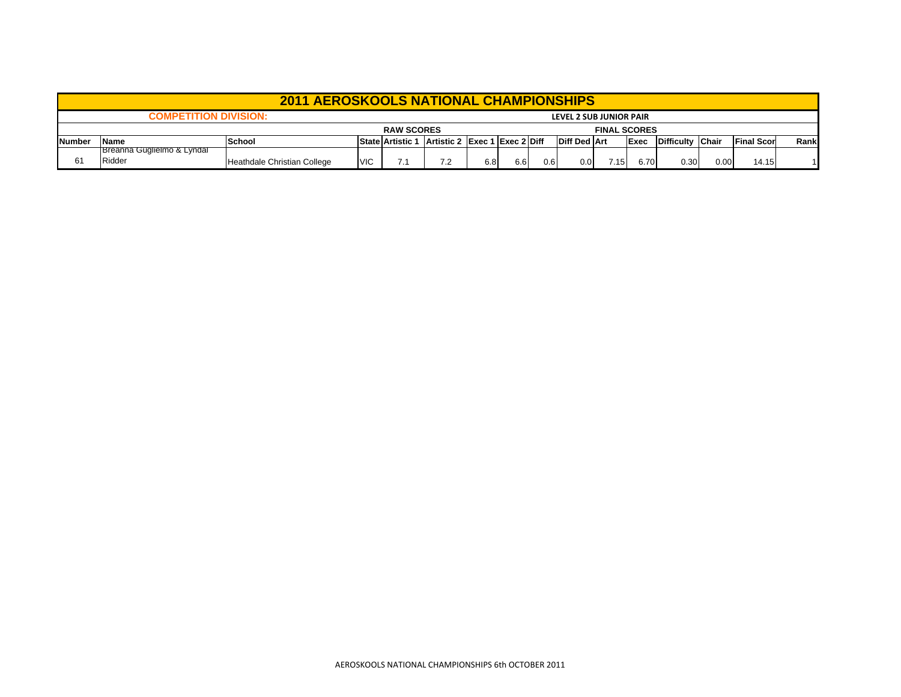# 2011 AEROSKOOLS NATIONAL CHAMPIONSHIPS

**COMPETITION DIVISION:** LEVEL 2 SUB JUNIOR PAIR

| | | | | RAW SCORES | | | | | | FINAL SCORES | | | | | |
|---|---|---|---|---|---|---|---|---|---|---|---|---|---|---|---|
| **Number** | **Name** | **School** | **State** | **Artistic 1** | **Artistic 2** | **Exec 1** | **Exec 2** | **Diff** | **Diff Ded** | **Art** | **Exec** | **Difficulty** | **Chair** | **Final Scor** | **Rank** |
| 61 | Breanna Guglielmo & Lyndal Ridder | Heathdale Christian College | VIC | 7.1 | 7.2 | 6.8 | 6.6 | 0.6 | 0.0 | 7.15 | 6.70 | 0.30 | 0.00 | 14.15 | 1 |

AEROSKOOLS NATIONAL CHAMPIONSHIPS 6th OCTOBER 2011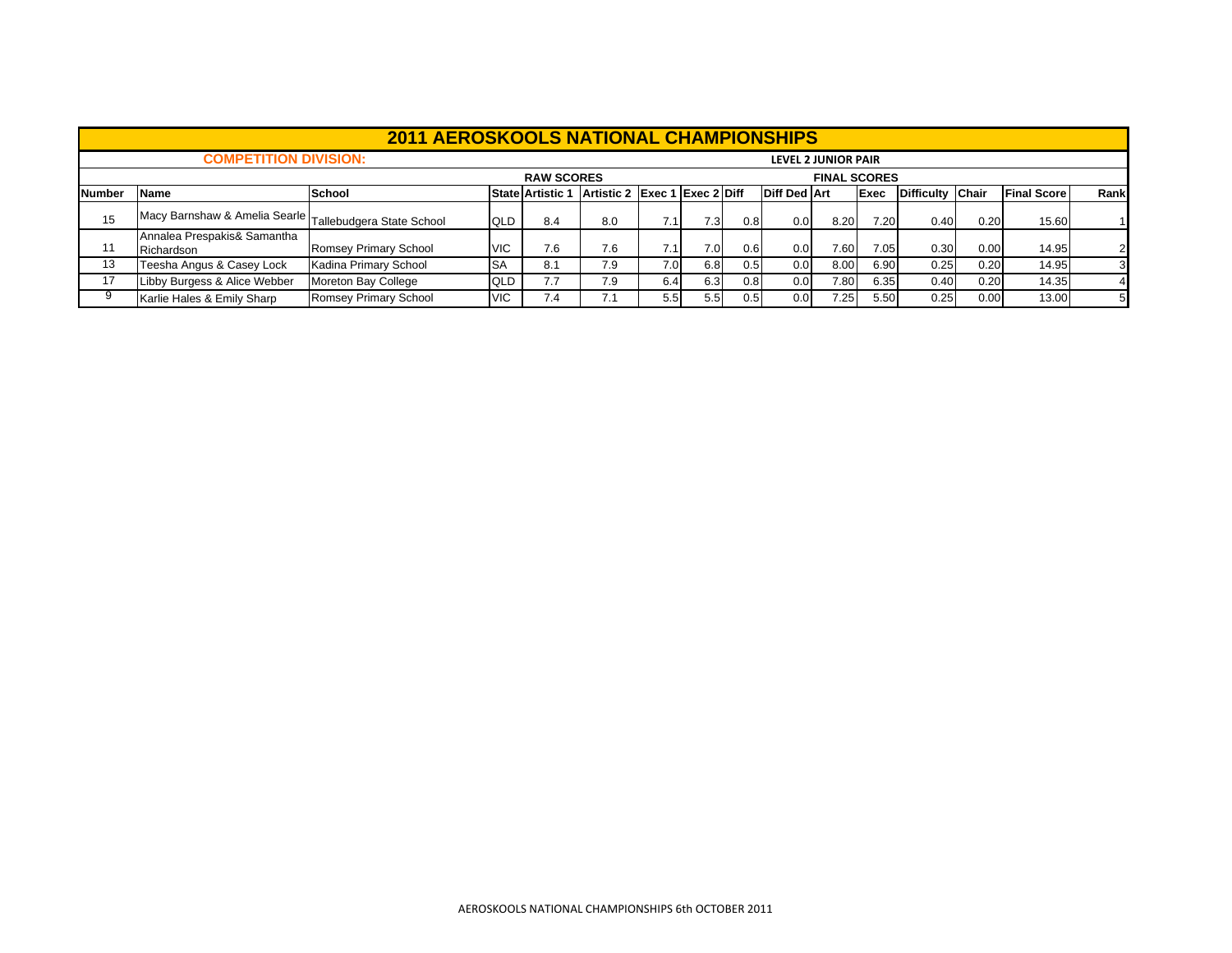# 2011 AEROSKOOLS NATIONAL CHAMPIONSHIPS

**COMPETITION DIVISION:** **LEVEL 2 JUNIOR PAIR**

| | | | | RAW SCORES | | | | | | FINAL SCORES | | | | | |
|---|---|---|---|---|---|---|---|---|---|---|---|---|---|---|---|
| **Number** | **Name** | **School** | **State** | **Artistic 1** | **Artistic 2** | **Exec 1** | **Exec 2** | **Diff** | **Diff Ded** | **Art** | **Exec** | **Difficulty** | **Chair** | **Final Score** | **Rank** |
| 15 | Macy Barnshaw & Amelia Searle | Tallebudgera State School | QLD | 8.4 | 8.0 | 7.1 | 7.3 | 0.8 | 0.0 | 8.20 | 7.20 | 0.40 | 0.20 | 15.60 | 1 |
| 11 | Annalea Prespakis& Samantha Richardson | Romsey Primary School | VIC | 7.6 | 7.6 | 7.1 | 7.0 | 0.6 | 0.0 | 7.60 | 7.05 | 0.30 | 0.00 | 14.95 | 2 |
| 13 | Teesha Angus & Casey Lock | Kadina Primary School | SA | 8.1 | 7.9 | 7.0 | 6.8 | 0.5 | 0.0 | 8.00 | 6.90 | 0.25 | 0.20 | 14.95 | 3 |
| 17 | Libby Burgess & Alice Webber | Moreton Bay College | QLD | 7.7 | 7.9 | 6.4 | 6.3 | 0.8 | 0.0 | 7.80 | 6.35 | 0.40 | 0.20 | 14.35 | 4 |
| 9 | Karlie Hales & Emily Sharp | Romsey Primary School | VIC | 7.4 | 7.1 | 5.5 | 5.5 | 0.5 | 0.0 | 7.25 | 5.50 | 0.25 | 0.00 | 13.00 | 5 |

AEROSKOOLS NATIONAL CHAMPIONSHIPS 6th OCTOBER 2011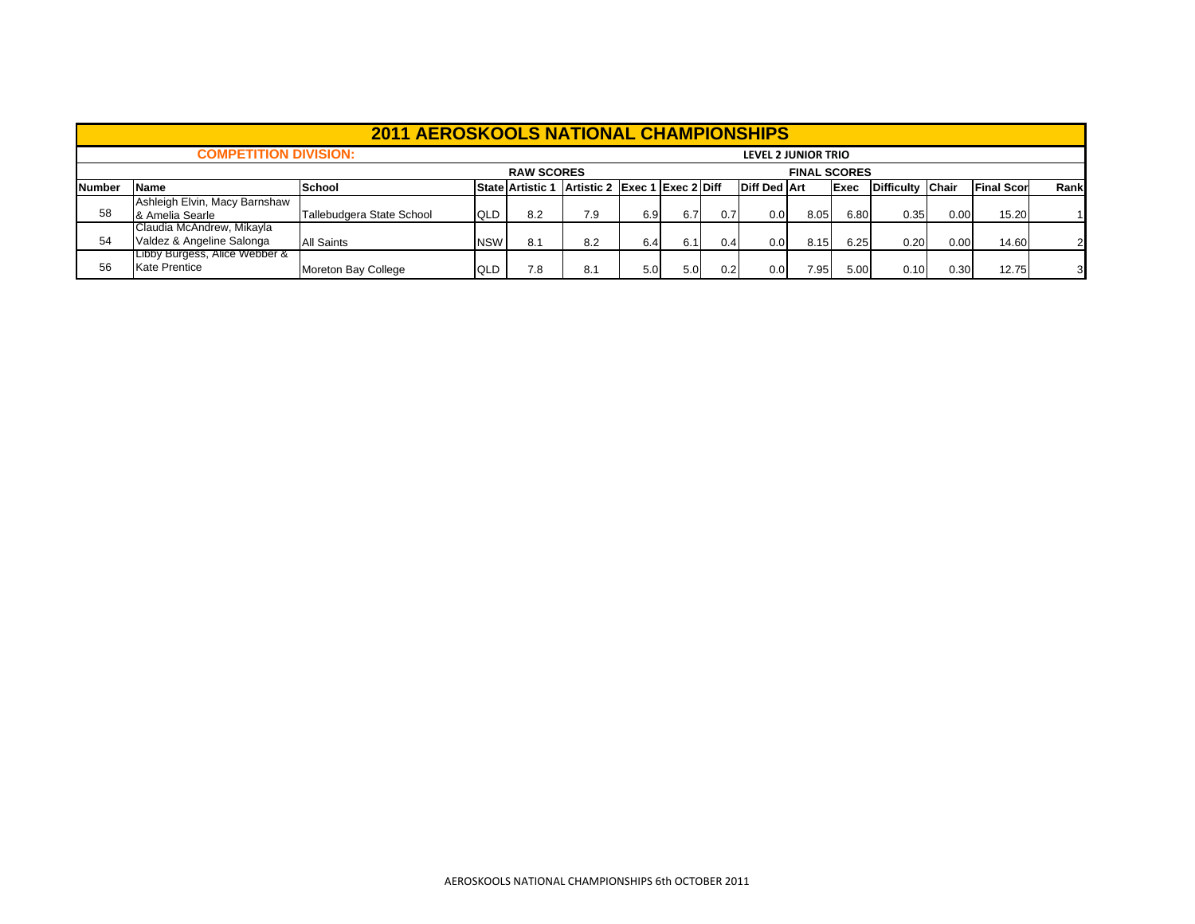# 2011 AEROSKOOLS NATIONAL CHAMPIONSHIPS

**COMPETITION DIVISION:** LEVEL 2 JUNIOR TRIO

| | | | | RAW SCORES | | | | | | FINAL SCORES | | | | | | |
|---|---|---|---|---|---|---|---|---|---|---|---|---|---|---|---|---|
| **Number** | **Name** | **School** | **State** | **Artistic 1** | **Artistic 2** | **Exec 1** | **Exec 2** | **Diff** | **Diff Ded** | **Art** | **Exec** | **Difficulty** | **Chair** | **Final Scor** | **Rank** |
| 58 | Ashleigh Elvin, Macy Barnshaw & Amelia Searle | Tallebudgera State School | QLD | 8.2 | 7.9 | 6.9 | 6.7 | 0.7 | 0.0 | 8.05 | 6.80 | 0.35 | 0.00 | 15.20 | 1 |
| 54 | Claudia McAndrew, Mikayla Valdez & Angeline Salonga | All Saints | NSW | 8.1 | 8.2 | 6.4 | 6.1 | 0.4 | 0.0 | 8.15 | 6.25 | 0.20 | 0.00 | 14.60 | 2 |
| 56 | Libby Burgess, Alice Webber & Kate Prentice | Moreton Bay College | QLD | 7.8 | 8.1 | 5.0 | 5.0 | 0.2 | 0.0 | 7.95 | 5.00 | 0.10 | 0.30 | 12.75 | 3 |

AEROSKOOLS NATIONAL CHAMPIONSHIPS 6th OCTOBER 2011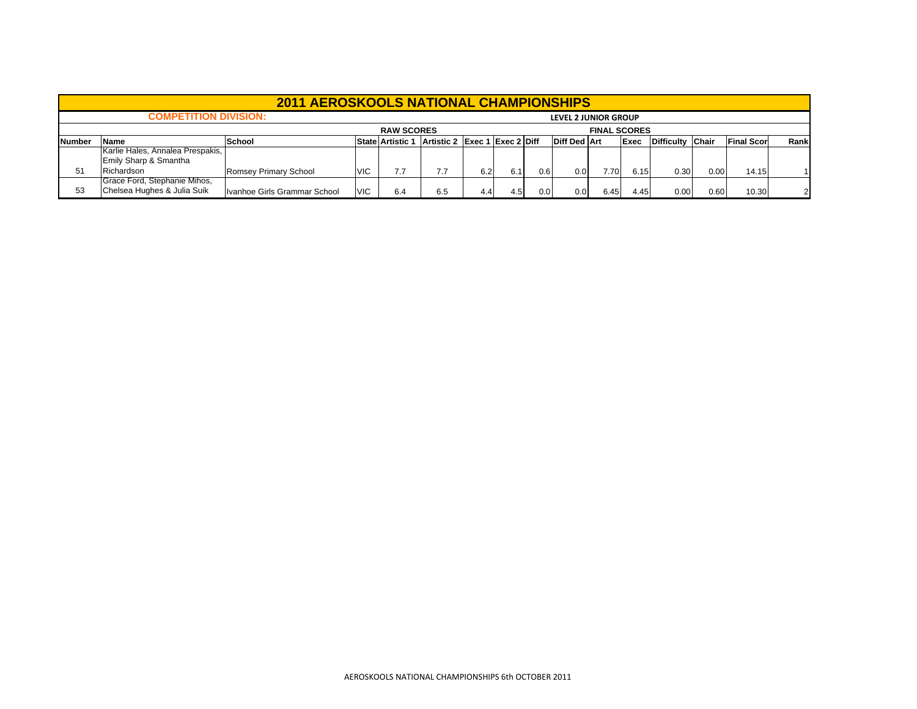# 2011 AEROSKOOLS NATIONAL CHAMPIONSHIPS

**COMPETITION DIVISION:** LEVEL 2 JUNIOR GROUP

| | | | | RAW SCORES | | | | | | FINAL SCORES | | | | | |
|---|---|---|---|---|---|---|---|---|---|---|---|---|---|---|---|
| **Number** | **Name** | **School** | **State** | **Artistic 1** | **Artistic 2** | **Exec 1** | **Exec 2** | **Diff** | **Diff Ded** | **Art** | **Exec** | **Difficulty** | **Chair** | **Final Scor** | **Rank** |
| 51 | Karlie Hales, Annalea Prespakis, Emily Sharp & Smantha Richardson | Romsey Primary School | VIC | 7.7 | 7.7 | 6.2 | 6.1 | 0.6 | 0.0 | 7.70 | 6.15 | 0.30 | 0.00 | 14.15 | 1 |
| 53 | Grace Ford, Stephanie Mihos, Chelsea Hughes & Julia Suik | Ivanhoe Girls Grammar School | VIC | 6.4 | 6.5 | 4.4 | 4.5 | 0.0 | 0.0 | 6.45 | 4.45 | 0.00 | 0.60 | 10.30 | 2 |

AEROSKOOLS NATIONAL CHAMPIONSHIPS 6th OCTOBER 2011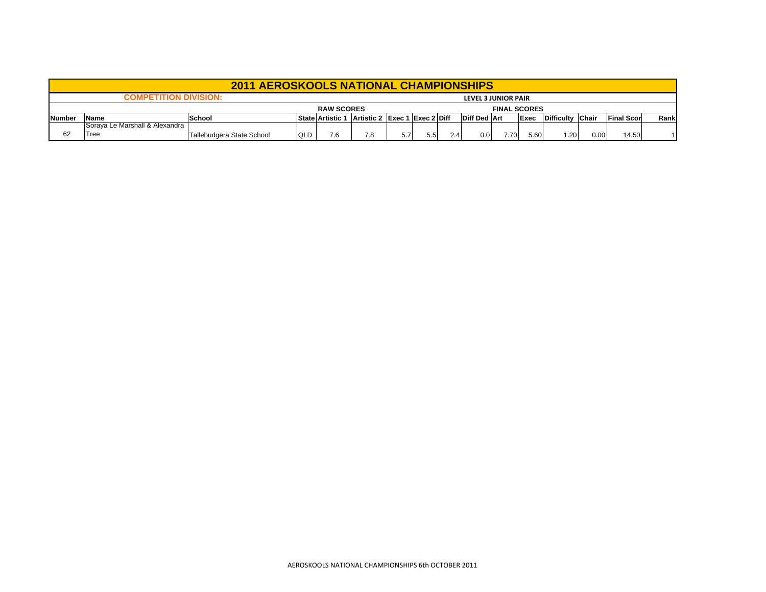# 2011 AEROSKOOLS NATIONAL CHAMPIONSHIPS

**COMPETITION DIVISION:** **LEVEL 3 JUNIOR PAIR**

| | | | | RAW SCORES | | | | | | FINAL SCORES | | | | | |
|---|---|---|---|---|---|---|---|---|---|---|---|---|---|---|---|
| **Number** | **Name** | **School** | **State** | **Artistic 1** | **Artistic 2** | **Exec 1** | **Exec 2** | **Diff** | **Diff Ded** | **Art** | **Exec** | **Difficulty** | **Chair** | **Final Scor** | **Rank** |
| 62 | Soraya Le Marshall & Alexandra Tree | Tallebudgera State School | QLD | 7.6 | 7.8 | 5.7 | 5.5 | 2.4 | 0.0 | 7.70 | 5.60 | 1.20 | 0.00 | 14.50 | 1 |

AEROSKOOLS NATIONAL CHAMPIONSHIPS 6th OCTOBER 2011